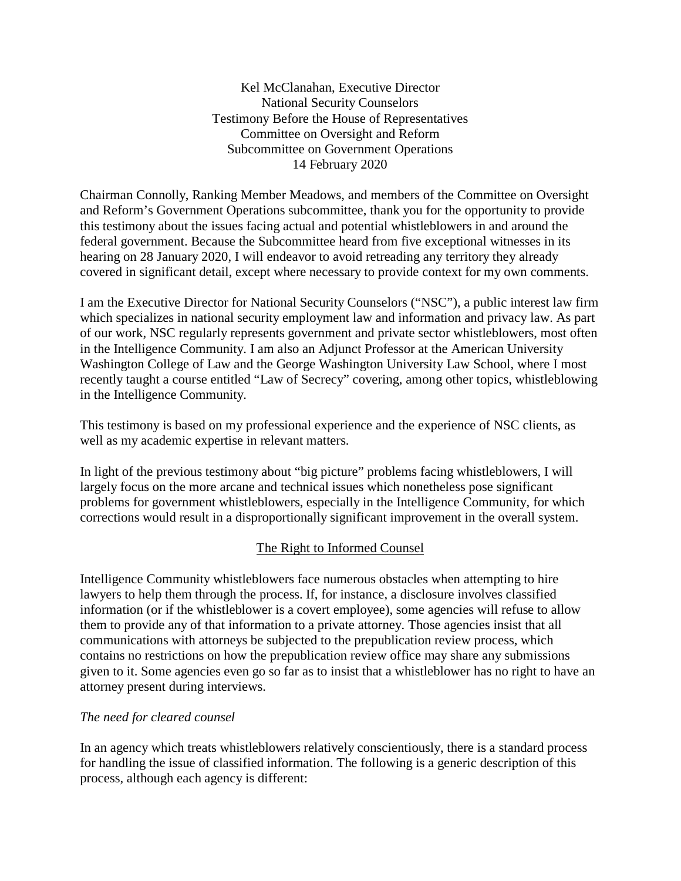Kel McClanahan, Executive Director
National Security Counselors
Testimony Before the House of Representatives
Committee on Oversight and Reform
Subcommittee on Government Operations
14 February 2020

Chairman Connolly, Ranking Member Meadows, and members of the Committee on Oversight and Reform's Government Operations subcommittee, thank you for the opportunity to provide this testimony about the issues facing actual and potential whistleblowers in and around the federal government. Because the Subcommittee heard from five exceptional witnesses in its hearing on 28 January 2020, I will endeavor to avoid retreading any territory they already covered in significant detail, except where necessary to provide context for my own comments.

I am the Executive Director for National Security Counselors ("NSC"), a public interest law firm which specializes in national security employment law and information and privacy law. As part of our work, NSC regularly represents government and private sector whistleblowers, most often in the Intelligence Community. I am also an Adjunct Professor at the American University Washington College of Law and the George Washington University Law School, where I most recently taught a course entitled "Law of Secrecy" covering, among other topics, whistleblowing in the Intelligence Community.

This testimony is based on my professional experience and the experience of NSC clients, as well as my academic expertise in relevant matters.

In light of the previous testimony about "big picture" problems facing whistleblowers, I will largely focus on the more arcane and technical issues which nonetheless pose significant problems for government whistleblowers, especially in the Intelligence Community, for which corrections would result in a disproportionally significant improvement in the overall system.

## The Right to Informed Counsel

Intelligence Community whistleblowers face numerous obstacles when attempting to hire lawyers to help them through the process. If, for instance, a disclosure involves classified information (or if the whistleblower is a covert employee), some agencies will refuse to allow them to provide any of that information to a private attorney. Those agencies insist that all communications with attorneys be subjected to the prepublication review process, which contains no restrictions on how the prepublication review office may share any submissions given to it. Some agencies even go so far as to insist that a whistleblower has no right to have an attorney present during interviews.

### *The need for cleared counsel*

In an agency which treats whistleblowers relatively conscientiously, there is a standard process for handling the issue of classified information. The following is a generic description of this process, although each agency is different: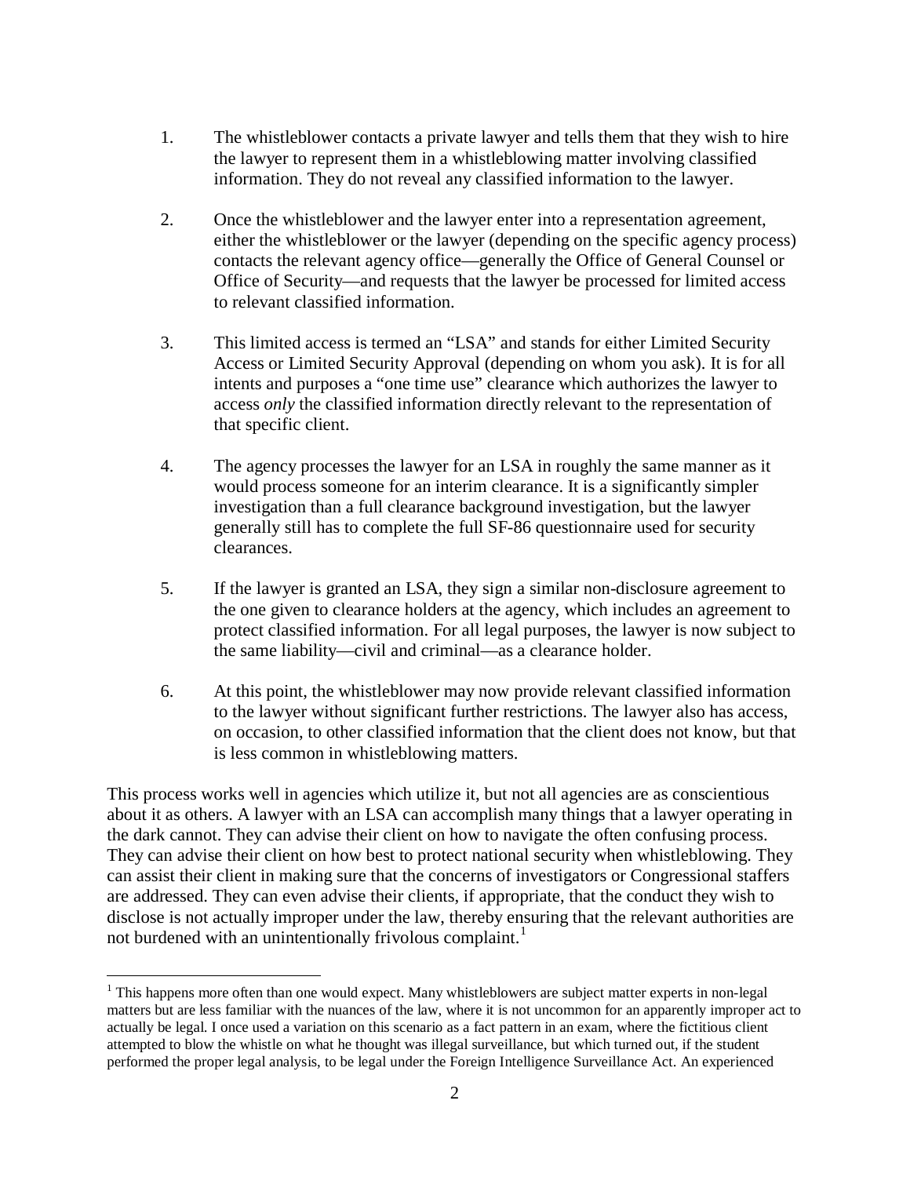1. The whistleblower contacts a private lawyer and tells them that they wish to hire the lawyer to represent them in a whistleblowing matter involving classified information. They do not reveal any classified information to the lawyer.

2. Once the whistleblower and the lawyer enter into a representation agreement, either the whistleblower or the lawyer (depending on the specific agency process) contacts the relevant agency office—generally the Office of General Counsel or Office of Security—and requests that the lawyer be processed for limited access to relevant classified information.

3. This limited access is termed an "LSA" and stands for either Limited Security Access or Limited Security Approval (depending on whom you ask). It is for all intents and purposes a "one time use" clearance which authorizes the lawyer to access *only* the classified information directly relevant to the representation of that specific client.

4. The agency processes the lawyer for an LSA in roughly the same manner as it would process someone for an interim clearance. It is a significantly simpler investigation than a full clearance background investigation, but the lawyer generally still has to complete the full SF-86 questionnaire used for security clearances.

5. If the lawyer is granted an LSA, they sign a similar non-disclosure agreement to the one given to clearance holders at the agency, which includes an agreement to protect classified information. For all legal purposes, the lawyer is now subject to the same liability—civil and criminal—as a clearance holder.

6. At this point, the whistleblower may now provide relevant classified information to the lawyer without significant further restrictions. The lawyer also has access, on occasion, to other classified information that the client does not know, but that is less common in whistleblowing matters.

This process works well in agencies which utilize it, but not all agencies are as conscientious about it as others. A lawyer with an LSA can accomplish many things that a lawyer operating in the dark cannot. They can advise their client on how to navigate the often confusing process. They can advise their client on how best to protect national security when whistleblowing. They can assist their client in making sure that the concerns of investigators or Congressional staffers are addressed. They can even advise their clients, if appropriate, that the conduct they wish to disclose is not actually improper under the law, thereby ensuring that the relevant authorities are not burdened with an unintentionally frivolous complaint.[1]

[1] This happens more often than one would expect. Many whistleblowers are subject matter experts in non-legal matters but are less familiar with the nuances of the law, where it is not uncommon for an apparently improper act to actually be legal. I once used a variation on this scenario as a fact pattern in an exam, where the fictitious client attempted to blow the whistle on what he thought was illegal surveillance, but which turned out, if the student performed the proper legal analysis, to be legal under the Foreign Intelligence Surveillance Act. An experienced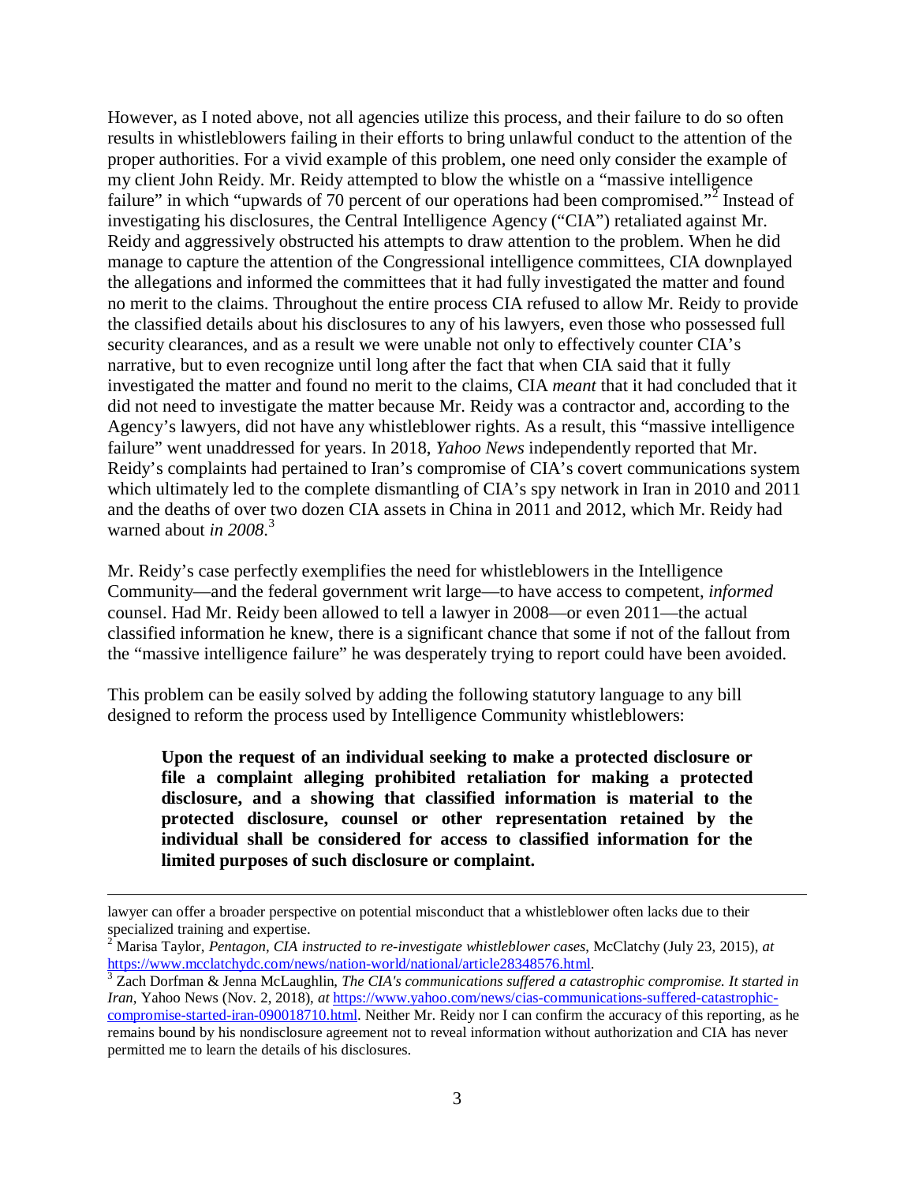However, as I noted above, not all agencies utilize this process, and their failure to do so often results in whistleblowers failing in their efforts to bring unlawful conduct to the attention of the proper authorities. For a vivid example of this problem, one need only consider the example of my client John Reidy. Mr. Reidy attempted to blow the whistle on a "massive intelligence failure" in which "upwards of 70 percent of our operations had been compromised."[2] Instead of investigating his disclosures, the Central Intelligence Agency ("CIA") retaliated against Mr. Reidy and aggressively obstructed his attempts to draw attention to the problem. When he did manage to capture the attention of the Congressional intelligence committees, CIA downplayed the allegations and informed the committees that it had fully investigated the matter and found no merit to the claims. Throughout the entire process CIA refused to allow Mr. Reidy to provide the classified details about his disclosures to any of his lawyers, even those who possessed full security clearances, and as a result we were unable not only to effectively counter CIA's narrative, but to even recognize until long after the fact that when CIA said that it fully investigated the matter and found no merit to the claims, CIA *meant* that it had concluded that it did not need to investigate the matter because Mr. Reidy was a contractor and, according to the Agency's lawyers, did not have any whistleblower rights. As a result, this "massive intelligence failure" went unaddressed for years. In 2018, *Yahoo News* independently reported that Mr. Reidy's complaints had pertained to Iran's compromise of CIA's covert communications system which ultimately led to the complete dismantling of CIA's spy network in Iran in 2010 and 2011 and the deaths of over two dozen CIA assets in China in 2011 and 2012, which Mr. Reidy had warned about *in 2008*.[3]

Mr. Reidy's case perfectly exemplifies the need for whistleblowers in the Intelligence Community—and the federal government writ large—to have access to competent, *informed* counsel. Had Mr. Reidy been allowed to tell a lawyer in 2008—or even 2011—the actual classified information he knew, there is a significant chance that some if not of the fallout from the "massive intelligence failure" he was desperately trying to report could have been avoided.

This problem can be easily solved by adding the following statutory language to any bill designed to reform the process used by Intelligence Community whistleblowers:

> **Upon the request of an individual seeking to make a protected disclosure or file a complaint alleging prohibited retaliation for making a protected disclosure, and a showing that classified information is material to the protected disclosure, counsel or other representation retained by the individual shall be considered for access to classified information for the limited purposes of such disclosure or complaint.**

---

lawyer can offer a broader perspective on potential misconduct that a whistleblower often lacks due to their specialized training and expertise.

[2] Marisa Taylor, *Pentagon, CIA instructed to re-investigate whistleblower cases*, McClatchy (July 23, 2015), *at* https://www.mcclatchydc.com/news/nation-world/national/article28348576.html.

[3] Zach Dorfman & Jenna McLaughlin, *The CIA's communications suffered a catastrophic compromise. It started in Iran*, Yahoo News (Nov. 2, 2018), *at* https://www.yahoo.com/news/cias-communications-suffered-catastrophic-compromise-started-iran-090018710.html. Neither Mr. Reidy nor I can confirm the accuracy of this reporting, as he remains bound by his nondisclosure agreement not to reveal information without authorization and CIA has never permitted me to learn the details of his disclosures.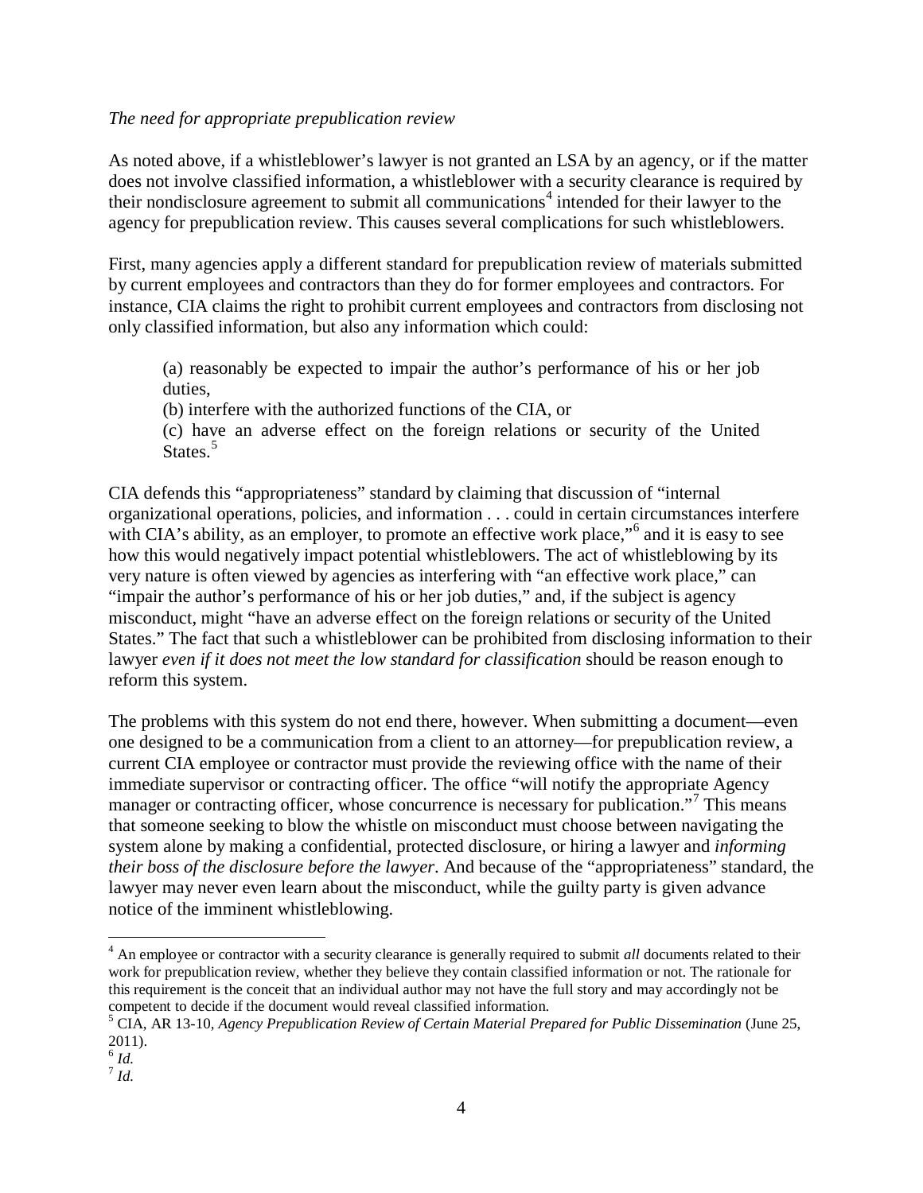*The need for appropriate prepublication review*

As noted above, if a whistleblower's lawyer is not granted an LSA by an agency, or if the matter does not involve classified information, a whistleblower with a security clearance is required by their nondisclosure agreement to submit all communications[4] intended for their lawyer to the agency for prepublication review. This causes several complications for such whistleblowers.

First, many agencies apply a different standard for prepublication review of materials submitted by current employees and contractors than they do for former employees and contractors. For instance, CIA claims the right to prohibit current employees and contractors from disclosing not only classified information, but also any information which could:

> (a) reasonably be expected to impair the author's performance of his or her job duties,
>
> (b) interfere with the authorized functions of the CIA, or
>
> (c) have an adverse effect on the foreign relations or security of the United States.[5]

CIA defends this "appropriateness" standard by claiming that discussion of "internal organizational operations, policies, and information . . . could in certain circumstances interfere with CIA's ability, as an employer, to promote an effective work place,"[6] and it is easy to see how this would negatively impact potential whistleblowers. The act of whistleblowing by its very nature is often viewed by agencies as interfering with "an effective work place," can "impair the author's performance of his or her job duties," and, if the subject is agency misconduct, might "have an adverse effect on the foreign relations or security of the United States." The fact that such a whistleblower can be prohibited from disclosing information to their lawyer *even if it does not meet the low standard for classification* should be reason enough to reform this system.

The problems with this system do not end there, however. When submitting a document—even one designed to be a communication from a client to an attorney—for prepublication review, a current CIA employee or contractor must provide the reviewing office with the name of their immediate supervisor or contracting officer. The office "will notify the appropriate Agency manager or contracting officer, whose concurrence is necessary for publication."[7] This means that someone seeking to blow the whistle on misconduct must choose between navigating the system alone by making a confidential, protected disclosure, or hiring a lawyer and *informing their boss of the disclosure before the lawyer*. And because of the "appropriateness" standard, the lawyer may never even learn about the misconduct, while the guilty party is given advance notice of the imminent whistleblowing.

---

[4] An employee or contractor with a security clearance is generally required to submit *all* documents related to their work for prepublication review, whether they believe they contain classified information or not. The rationale for this requirement is the conceit that an individual author may not have the full story and may accordingly not be competent to decide if the document would reveal classified information.

[5] CIA, AR 13-10, *Agency Prepublication Review of Certain Material Prepared for Public Dissemination* (June 25, 2011).

[6] *Id.*

[7] *Id.*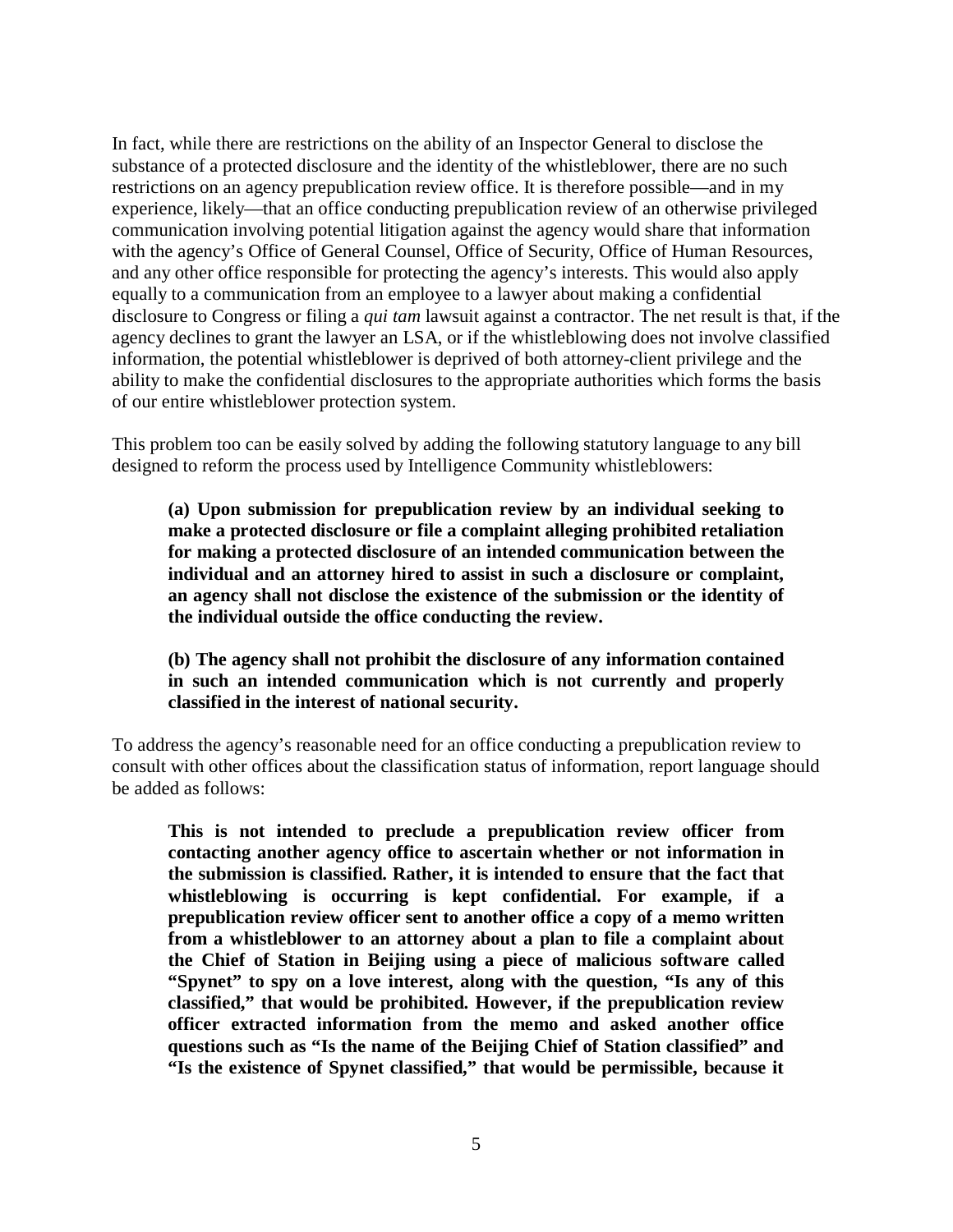In fact, while there are restrictions on the ability of an Inspector General to disclose the substance of a protected disclosure and the identity of the whistleblower, there are no such restrictions on an agency prepublication review office. It is therefore possible—and in my experience, likely—that an office conducting prepublication review of an otherwise privileged communication involving potential litigation against the agency would share that information with the agency's Office of General Counsel, Office of Security, Office of Human Resources, and any other office responsible for protecting the agency's interests. This would also apply equally to a communication from an employee to a lawyer about making a confidential disclosure to Congress or filing a *qui tam* lawsuit against a contractor. The net result is that, if the agency declines to grant the lawyer an LSA, or if the whistleblowing does not involve classified information, the potential whistleblower is deprived of both attorney-client privilege and the ability to make the confidential disclosures to the appropriate authorities which forms the basis of our entire whistleblower protection system.

This problem too can be easily solved by adding the following statutory language to any bill designed to reform the process used by Intelligence Community whistleblowers:

> **(a) Upon submission for prepublication review by an individual seeking to make a protected disclosure or file a complaint alleging prohibited retaliation for making a protected disclosure of an intended communication between the individual and an attorney hired to assist in such a disclosure or complaint, an agency shall not disclose the existence of the submission or the identity of the individual outside the office conducting the review.**
>
> **(b) The agency shall not prohibit the disclosure of any information contained in such an intended communication which is not currently and properly classified in the interest of national security.**

To address the agency's reasonable need for an office conducting a prepublication review to consult with other offices about the classification status of information, report language should be added as follows:

> **This is not intended to preclude a prepublication review officer from contacting another agency office to ascertain whether or not information in the submission is classified. Rather, it is intended to ensure that the fact that whistleblowing is occurring is kept confidential. For example, if a prepublication review officer sent to another office a copy of a memo written from a whistleblower to an attorney about a plan to file a complaint about the Chief of Station in Beijing using a piece of malicious software called "Spynet" to spy on a love interest, along with the question, "Is any of this classified," that would be prohibited. However, if the prepublication review officer extracted information from the memo and asked another office questions such as "Is the name of the Beijing Chief of Station classified" and "Is the existence of Spynet classified," that would be permissible, because it**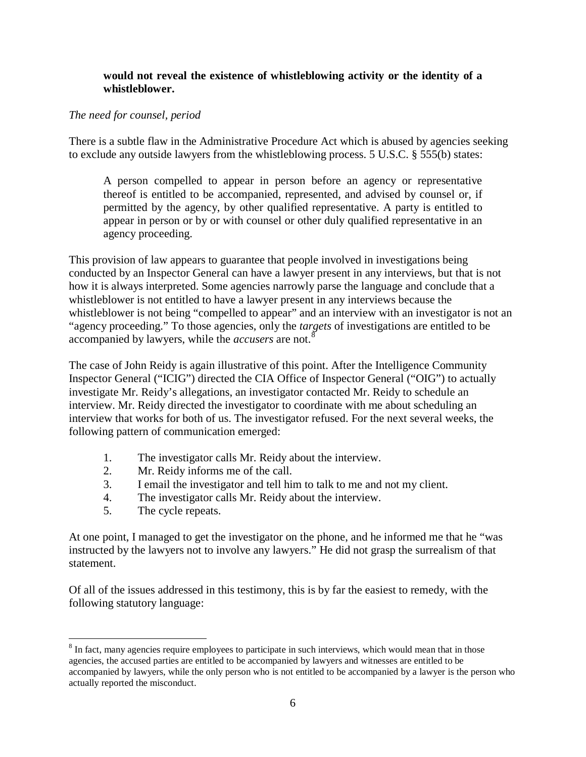**would not reveal the existence of whistleblowing activity or the identity of a whistleblower.**

*The need for counsel, period*

There is a subtle flaw in the Administrative Procedure Act which is abused by agencies seeking to exclude any outside lawyers from the whistleblowing process. 5 U.S.C. § 555(b) states:

> A person compelled to appear in person before an agency or representative thereof is entitled to be accompanied, represented, and advised by counsel or, if permitted by the agency, by other qualified representative. A party is entitled to appear in person or by or with counsel or other duly qualified representative in an agency proceeding.

This provision of law appears to guarantee that people involved in investigations being conducted by an Inspector General can have a lawyer present in any interviews, but that is not how it is always interpreted. Some agencies narrowly parse the language and conclude that a whistleblower is not entitled to have a lawyer present in any interviews because the whistleblower is not being "compelled to appear" and an interview with an investigator is not an "agency proceeding." To those agencies, only the *targets* of investigations are entitled to be accompanied by lawyers, while the *accusers* are not.[8]

The case of John Reidy is again illustrative of this point. After the Intelligence Community Inspector General ("ICIG") directed the CIA Office of Inspector General ("OIG") to actually investigate Mr. Reidy's allegations, an investigator contacted Mr. Reidy to schedule an interview. Mr. Reidy directed the investigator to coordinate with me about scheduling an interview that works for both of us. The investigator refused. For the next several weeks, the following pattern of communication emerged:

1. The investigator calls Mr. Reidy about the interview.
2. Mr. Reidy informs me of the call.
3. I email the investigator and tell him to talk to me and not my client.
4. The investigator calls Mr. Reidy about the interview.
5. The cycle repeats.

At one point, I managed to get the investigator on the phone, and he informed me that he "was instructed by the lawyers not to involve any lawyers." He did not grasp the surrealism of that statement.

Of all of the issues addressed in this testimony, this is by far the easiest to remedy, with the following statutory language:

[8] In fact, many agencies require employees to participate in such interviews, which would mean that in those agencies, the accused parties are entitled to be accompanied by lawyers and witnesses are entitled to be accompanied by lawyers, while the only person who is not entitled to be accompanied by a lawyer is the person who actually reported the misconduct.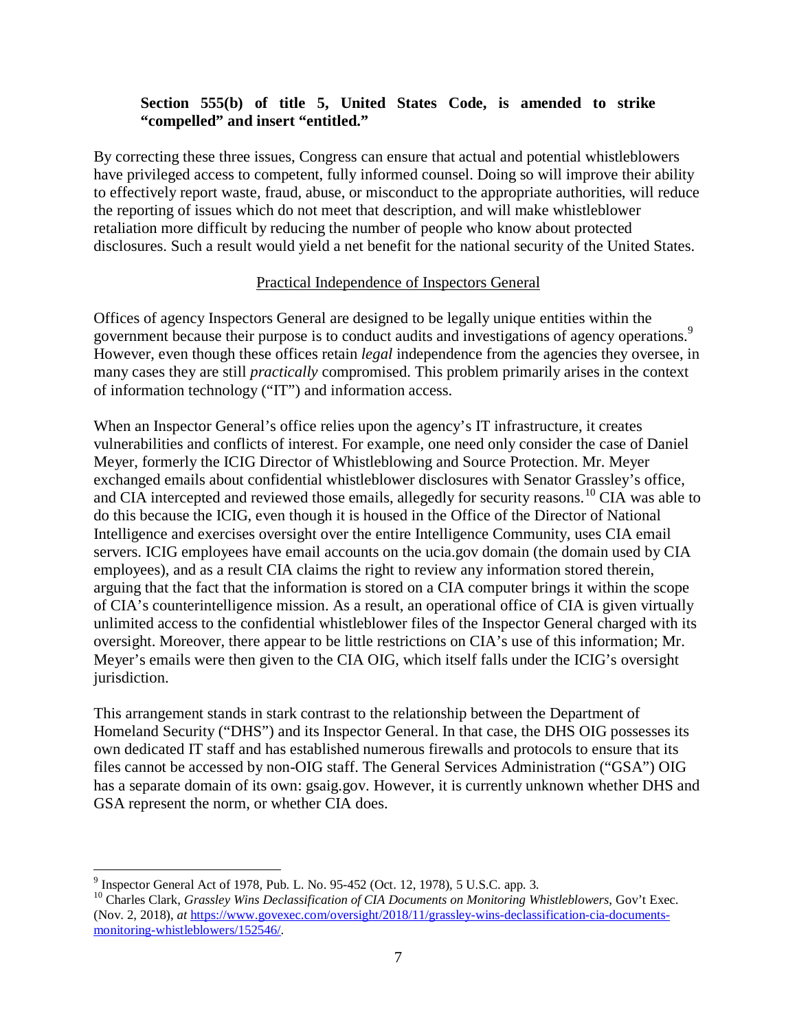**Section 555(b) of title 5, United States Code, is amended to strike "compelled" and insert "entitled."**

By correcting these three issues, Congress can ensure that actual and potential whistleblowers have privileged access to competent, fully informed counsel. Doing so will improve their ability to effectively report waste, fraud, abuse, or misconduct to the appropriate authorities, will reduce the reporting of issues which do not meet that description, and will make whistleblower retaliation more difficult by reducing the number of people who know about protected disclosures. Such a result would yield a net benefit for the national security of the United States.

## Practical Independence of Inspectors General

Offices of agency Inspectors General are designed to be legally unique entities within the government because their purpose is to conduct audits and investigations of agency operations.[9] However, even though these offices retain *legal* independence from the agencies they oversee, in many cases they are still *practically* compromised. This problem primarily arises in the context of information technology ("IT") and information access.

When an Inspector General's office relies upon the agency's IT infrastructure, it creates vulnerabilities and conflicts of interest. For example, one need only consider the case of Daniel Meyer, formerly the ICIG Director of Whistleblowing and Source Protection. Mr. Meyer exchanged emails about confidential whistleblower disclosures with Senator Grassley's office, and CIA intercepted and reviewed those emails, allegedly for security reasons.[10] CIA was able to do this because the ICIG, even though it is housed in the Office of the Director of National Intelligence and exercises oversight over the entire Intelligence Community, uses CIA email servers. ICIG employees have email accounts on the ucia.gov domain (the domain used by CIA employees), and as a result CIA claims the right to review any information stored therein, arguing that the fact that the information is stored on a CIA computer brings it within the scope of CIA's counterintelligence mission. As a result, an operational office of CIA is given virtually unlimited access to the confidential whistleblower files of the Inspector General charged with its oversight. Moreover, there appear to be little restrictions on CIA's use of this information; Mr. Meyer's emails were then given to the CIA OIG, which itself falls under the ICIG's oversight jurisdiction.

This arrangement stands in stark contrast to the relationship between the Department of Homeland Security ("DHS") and its Inspector General. In that case, the DHS OIG possesses its own dedicated IT staff and has established numerous firewalls and protocols to ensure that its files cannot be accessed by non-OIG staff. The General Services Administration ("GSA") OIG has a separate domain of its own: gsaig.gov. However, it is currently unknown whether DHS and GSA represent the norm, or whether CIA does.

---

[9] Inspector General Act of 1978, Pub. L. No. 95-452 (Oct. 12, 1978), 5 U.S.C. app. 3.

[10] Charles Clark, *Grassley Wins Declassification of CIA Documents on Monitoring Whistleblowers*, Gov't Exec. (Nov. 2, 2018), *at* https://www.govexec.com/oversight/2018/11/grassley-wins-declassification-cia-documents-monitoring-whistleblowers/152546/.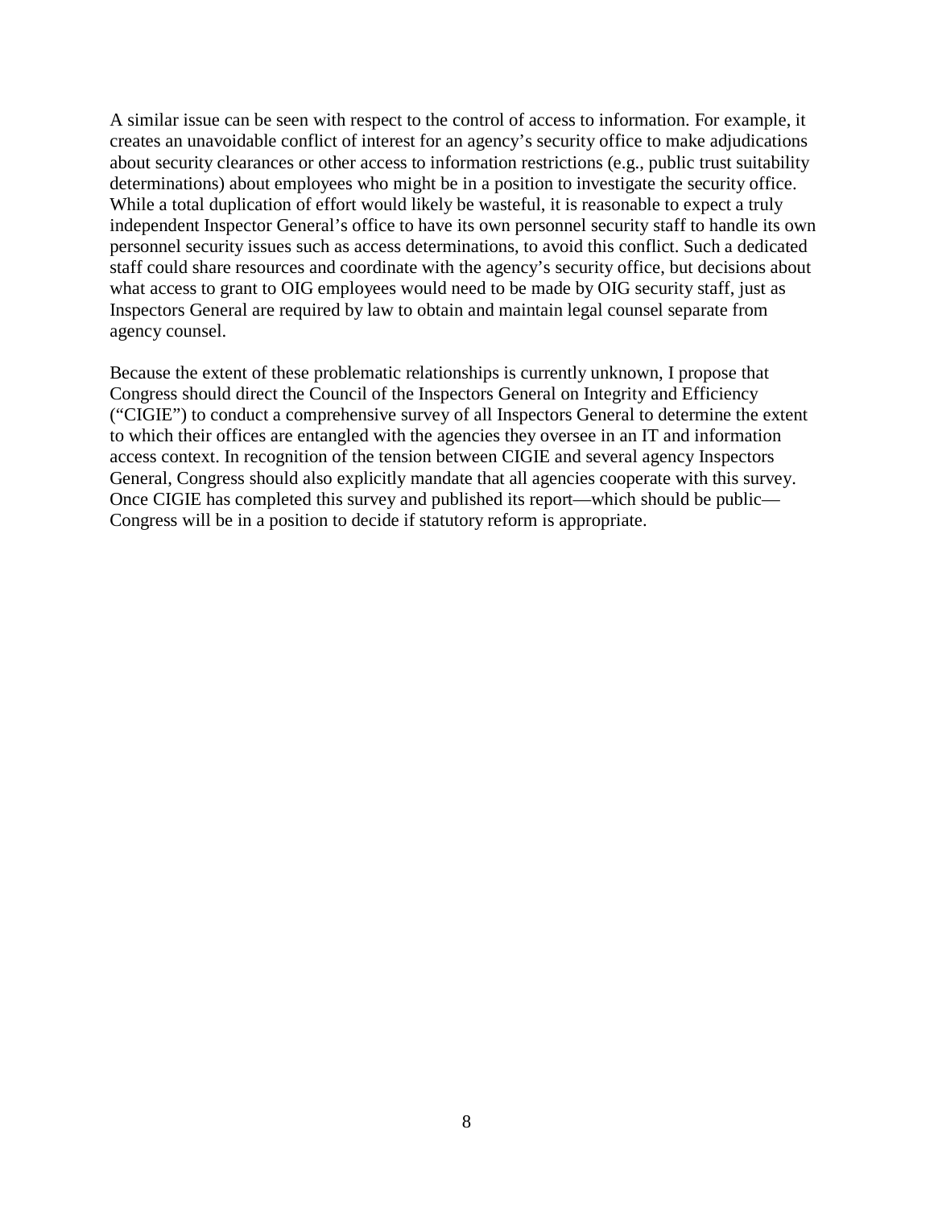A similar issue can be seen with respect to the control of access to information. For example, it creates an unavoidable conflict of interest for an agency's security office to make adjudications about security clearances or other access to information restrictions (e.g., public trust suitability determinations) about employees who might be in a position to investigate the security office. While a total duplication of effort would likely be wasteful, it is reasonable to expect a truly independent Inspector General's office to have its own personnel security staff to handle its own personnel security issues such as access determinations, to avoid this conflict. Such a dedicated staff could share resources and coordinate with the agency's security office, but decisions about what access to grant to OIG employees would need to be made by OIG security staff, just as Inspectors General are required by law to obtain and maintain legal counsel separate from agency counsel.

Because the extent of these problematic relationships is currently unknown, I propose that Congress should direct the Council of the Inspectors General on Integrity and Efficiency ("CIGIE") to conduct a comprehensive survey of all Inspectors General to determine the extent to which their offices are entangled with the agencies they oversee in an IT and information access context. In recognition of the tension between CIGIE and several agency Inspectors General, Congress should also explicitly mandate that all agencies cooperate with this survey. Once CIGIE has completed this survey and published its report—which should be public—Congress will be in a position to decide if statutory reform is appropriate.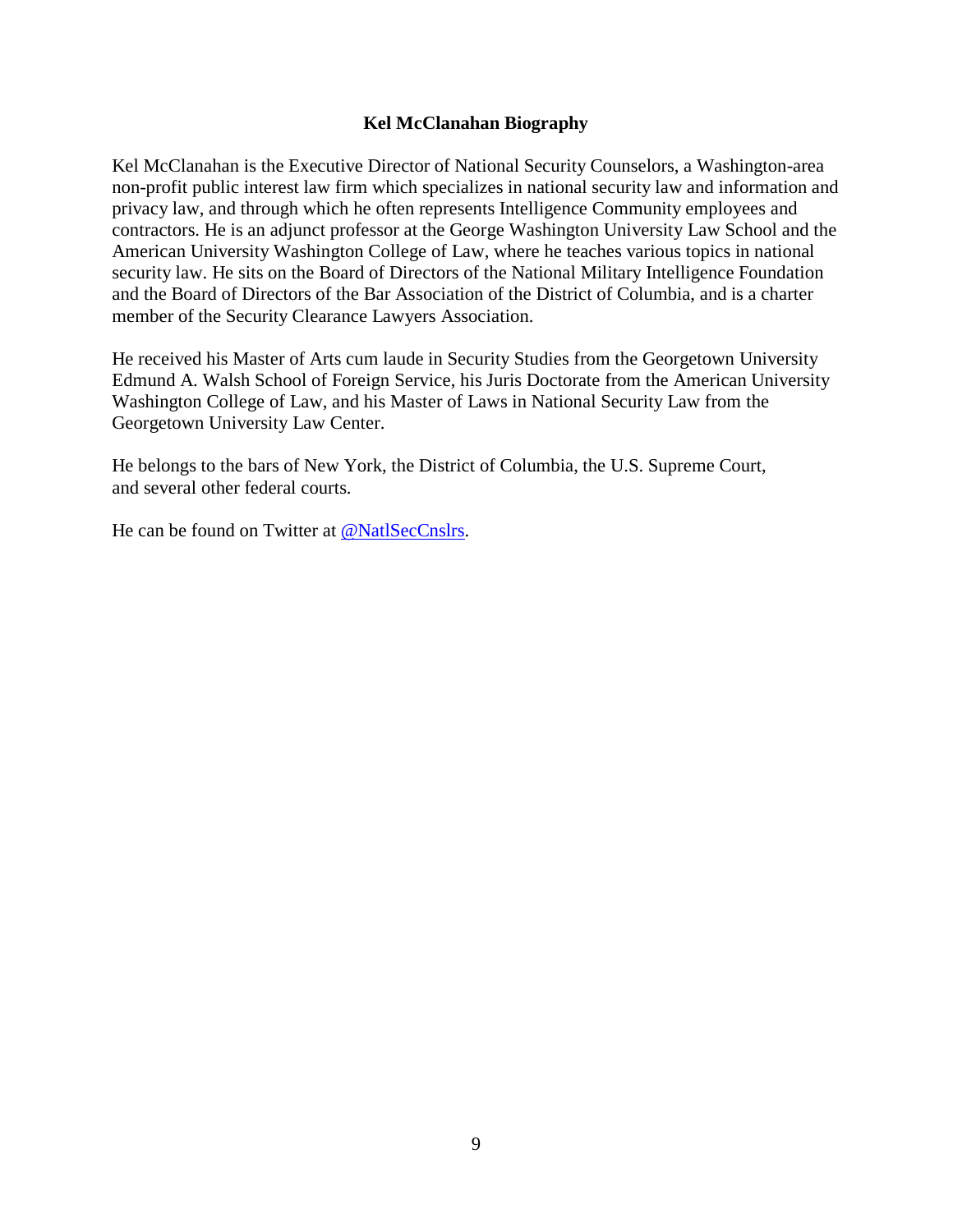# Kel McClanahan Biography

Kel McClanahan is the Executive Director of National Security Counselors, a Washington-area non-profit public interest law firm which specializes in national security law and information and privacy law, and through which he often represents Intelligence Community employees and contractors. He is an adjunct professor at the George Washington University Law School and the American University Washington College of Law, where he teaches various topics in national security law. He sits on the Board of Directors of the National Military Intelligence Foundation and the Board of Directors of the Bar Association of the District of Columbia, and is a charter member of the Security Clearance Lawyers Association.

He received his Master of Arts cum laude in Security Studies from the Georgetown University Edmund A. Walsh School of Foreign Service, his Juris Doctorate from the American University Washington College of Law, and his Master of Laws in National Security Law from the Georgetown University Law Center.

He belongs to the bars of New York, the District of Columbia, the U.S. Supreme Court, and several other federal courts.

He can be found on Twitter at @NatlSecCnslrs.